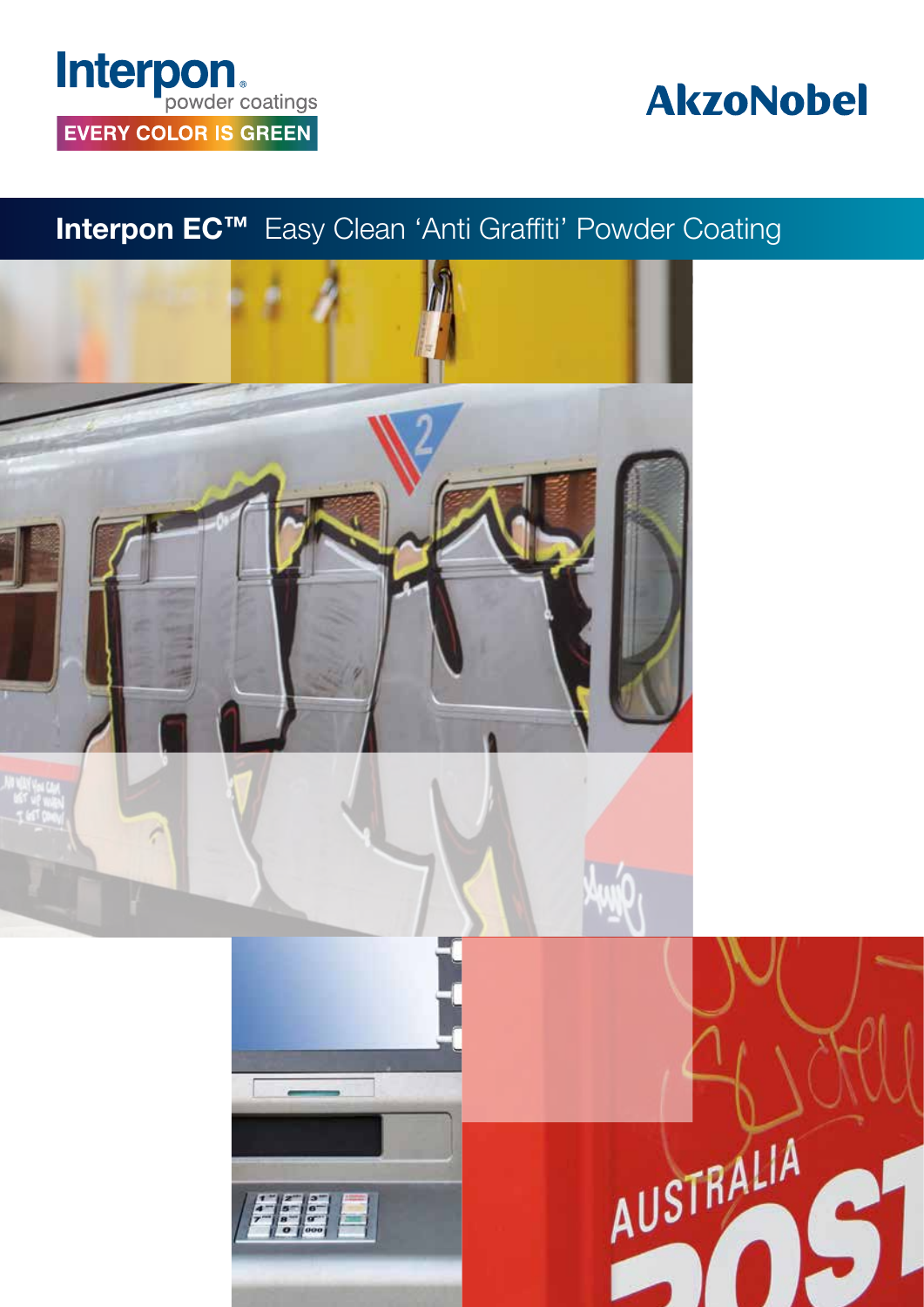Interpon® powder coatings

EVERY COLOR IS GREEN

AkzoNobel

# Interpon EC™ Easy Clean 'Anti Graffiti' Powder Coating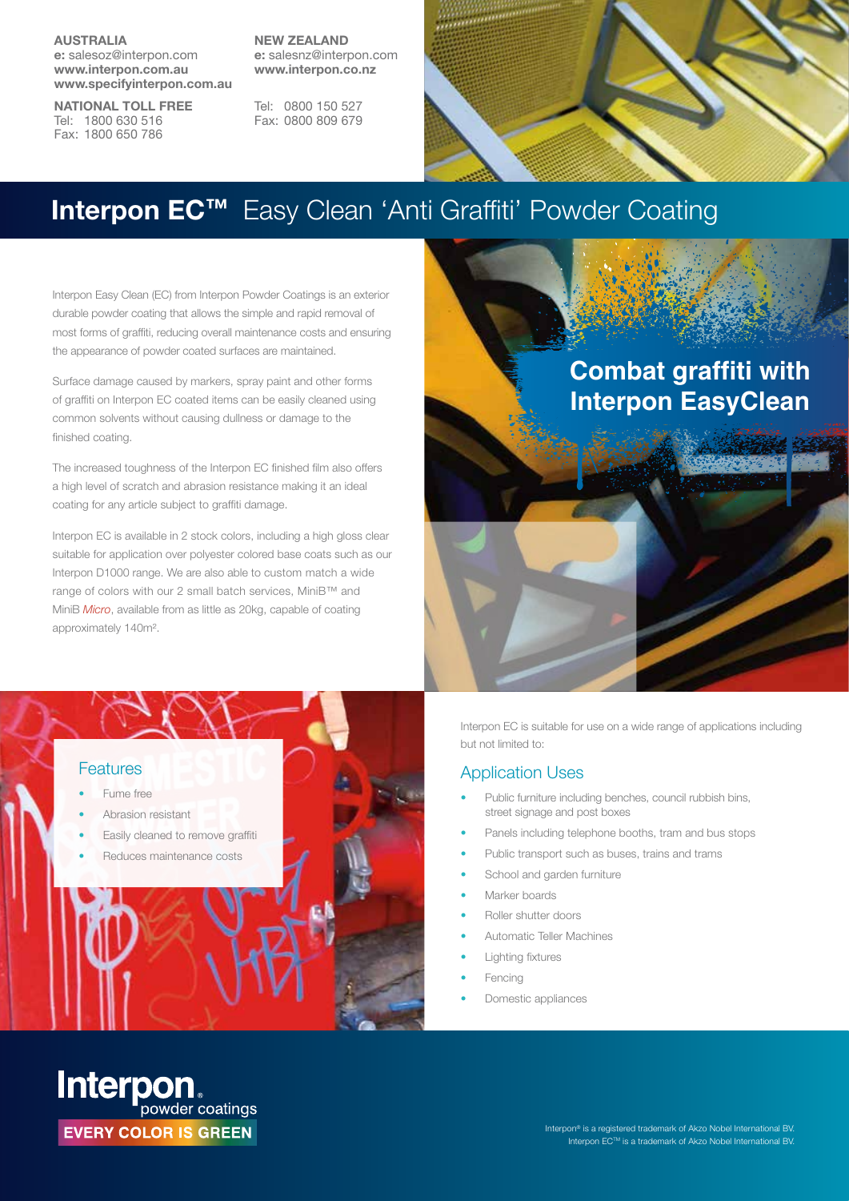**AUSTRALIA**
**e:** salesoz@interpon.com
**www.interpon.com.au**
**www.specifyinterpon.com.au**

**NATIONAL TOLL FREE**
Tel: 1800 630 516
Fax: 1800 650 786

**NEW ZEALAND**
**e:** salesnz@interpon.com
**www.interpon.co.nz**

Tel: 0800 150 527
Fax: 0800 809 679

# Interpon EC™ Easy Clean 'Anti Graffiti' Powder Coating

Interpon Easy Clean (EC) from Interpon Powder Coatings is an exterior durable powder coating that allows the simple and rapid removal of most forms of graffiti, reducing overall maintenance costs and ensuring the appearance of powder coated surfaces are maintained.

Surface damage caused by markers, spray paint and other forms of graffiti on Interpon EC coated items can be easily cleaned using common solvents without causing dullness or damage to the finished coating.

The increased toughness of the Interpon EC finished film also offers a high level of scratch and abrasion resistance making it an ideal coating for any article subject to graffiti damage.

Interpon EC is available in 2 stock colors, including a high gloss clear suitable for application over polyester colored base coats such as our Interpon D1000 range. We are also able to custom match a wide range of colors with our 2 small batch services, MiniB™ and MiniB *Micro*, available from as little as 20kg, capable of coating approximately 140m².

**Combat graffiti with Interpon EasyClean**

## Features

- Fume free
- Abrasion resistant
- Easily cleaned to remove graffiti
- Reduces maintenance costs

Interpon EC is suitable for use on a wide range of applications including but not limited to:

## Application Uses

- Public furniture including benches, council rubbish bins, street signage and post boxes
- Panels including telephone booths, tram and bus stops
- Public transport such as buses, trains and trams
- School and garden furniture
- Marker boards
- Roller shutter doors
- Automatic Teller Machines
- Lighting fixtures
- Fencing
- Domestic appliances

Interpon® powder coatings
EVERY COLOR IS GREEN

Interpon® is a registered trademark of Akzo Nobel International BV.
Interpon EC™ is a trademark of Akzo Nobel International BV.